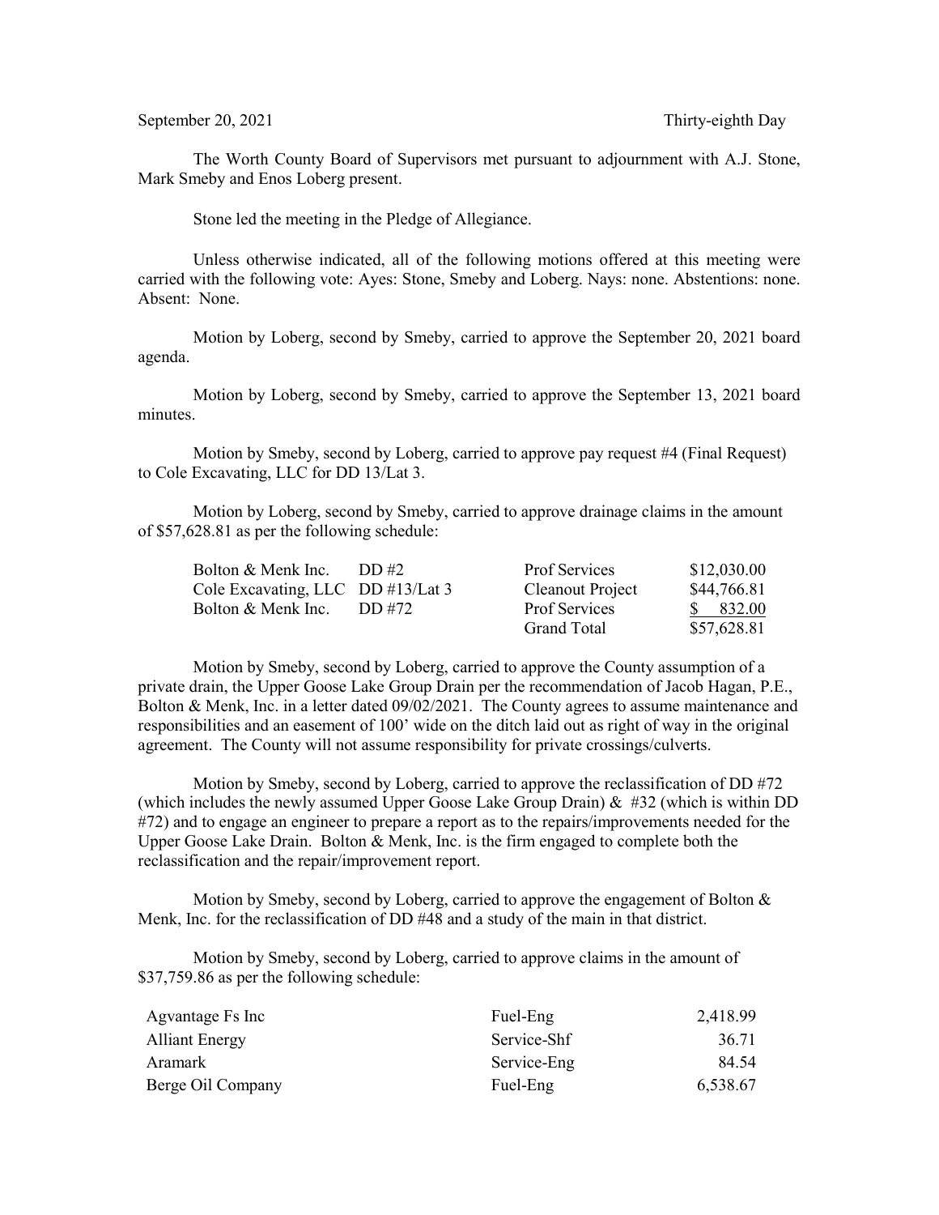September 20, 2021 Thirty-eighth Day

The Worth County Board of Supervisors met pursuant to adjournment with A.J. Stone, Mark Smeby and Enos Loberg present.

Stone led the meeting in the Pledge of Allegiance.

Unless otherwise indicated, all of the following motions offered at this meeting were carried with the following vote: Ayes: Stone, Smeby and Loberg. Nays: none. Abstentions: none. Absent: None.

Motion by Loberg, second by Smeby, carried to approve the September 20, 2021 board agenda.

Motion by Loberg, second by Smeby, carried to approve the September 13, 2021 board minutes.

Motion by Smeby, second by Loberg, carried to approve pay request #4 (Final Request) to Cole Excavating, LLC for DD 13/Lat 3.

Motion by Loberg, second by Smeby, carried to approve drainage claims in the amount of $57,628.81 as per the following schedule:

| | | | |
|---|---|---|---|
| Bolton & Menk Inc. | DD #2 | Prof Services | $12,030.00 |
| Cole Excavating, LLC | DD #13/Lat 3 | Cleanout Project | $44,766.81 |
| Bolton & Menk Inc. | DD #72 | Prof Services | $ 832.00 |
| | | Grand Total | $57,628.81 |

Motion by Smeby, second by Loberg, carried to approve the County assumption of a private drain, the Upper Goose Lake Group Drain per the recommendation of Jacob Hagan, P.E., Bolton & Menk, Inc. in a letter dated 09/02/2021. The County agrees to assume maintenance and responsibilities and an easement of 100' wide on the ditch laid out as right of way in the original agreement. The County will not assume responsibility for private crossings/culverts.

Motion by Smeby, second by Loberg, carried to approve the reclassification of DD #72 (which includes the newly assumed Upper Goose Lake Group Drain) & #32 (which is within DD #72) and to engage an engineer to prepare a report as to the repairs/improvements needed for the Upper Goose Lake Drain. Bolton & Menk, Inc. is the firm engaged to complete both the reclassification and the repair/improvement report.

Motion by Smeby, second by Loberg, carried to approve the engagement of Bolton & Menk, Inc. for the reclassification of DD #48 and a study of the main in that district.

Motion by Smeby, second by Loberg, carried to approve claims in the amount of $37,759.86 as per the following schedule:

| | | |
|---|---|---|
| Agvantage Fs Inc | Fuel-Eng | 2,418.99 |
| Alliant Energy | Service-Shf | 36.71 |
| Aramark | Service-Eng | 84.54 |
| Berge Oil Company | Fuel-Eng | 6,538.67 |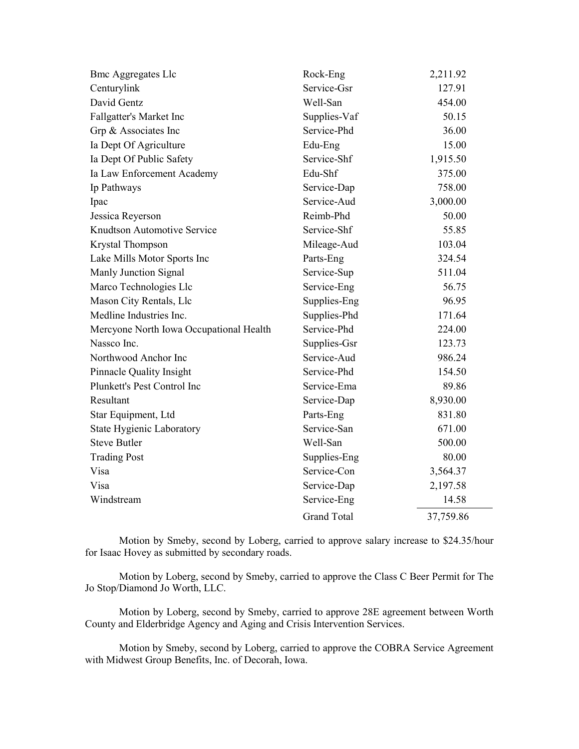| | | |
|---|---|---|
| Bmc Aggregates Llc | Rock-Eng | 2,211.92 |
| Centurylink | Service-Gsr | 127.91 |
| David Gentz | Well-San | 454.00 |
| Fallgatter's Market Inc | Supplies-Vaf | 50.15 |
| Grp & Associates Inc | Service-Phd | 36.00 |
| Ia Dept Of Agriculture | Edu-Eng | 15.00 |
| Ia Dept Of Public Safety | Service-Shf | 1,915.50 |
| Ia Law Enforcement Academy | Edu-Shf | 375.00 |
| Ip Pathways | Service-Dap | 758.00 |
| Ipac | Service-Aud | 3,000.00 |
| Jessica Reyerson | Reimb-Phd | 50.00 |
| Knudtson Automotive Service | Service-Shf | 55.85 |
| Krystal Thompson | Mileage-Aud | 103.04 |
| Lake Mills Motor Sports Inc | Parts-Eng | 324.54 |
| Manly Junction Signal | Service-Sup | 511.04 |
| Marco Technologies Llc | Service-Eng | 56.75 |
| Mason City Rentals, Llc | Supplies-Eng | 96.95 |
| Medline Industries Inc. | Supplies-Phd | 171.64 |
| Mercyone North Iowa Occupational Health | Service-Phd | 224.00 |
| Nassco Inc. | Supplies-Gsr | 123.73 |
| Northwood Anchor Inc | Service-Aud | 986.24 |
| Pinnacle Quality Insight | Service-Phd | 154.50 |
| Plunkett's Pest Control Inc | Service-Ema | 89.86 |
| Resultant | Service-Dap | 8,930.00 |
| Star Equipment, Ltd | Parts-Eng | 831.80 |
| State Hygienic Laboratory | Service-San | 671.00 |
| Steve Butler | Well-San | 500.00 |
| Trading Post | Supplies-Eng | 80.00 |
| Visa | Service-Con | 3,564.37 |
| Visa | Service-Dap | 2,197.58 |
| Windstream | Service-Eng | 14.58 |
| | Grand Total | 37,759.86 |

Motion by Smeby, second by Loberg, carried to approve salary increase to $24.35/hour for Isaac Hovey as submitted by secondary roads.

Motion by Loberg, second by Smeby, carried to approve the Class C Beer Permit for The Jo Stop/Diamond Jo Worth, LLC.

Motion by Loberg, second by Smeby, carried to approve 28E agreement between Worth County and Elderbridge Agency and Aging and Crisis Intervention Services.

Motion by Smeby, second by Loberg, carried to approve the COBRA Service Agreement with Midwest Group Benefits, Inc. of Decorah, Iowa.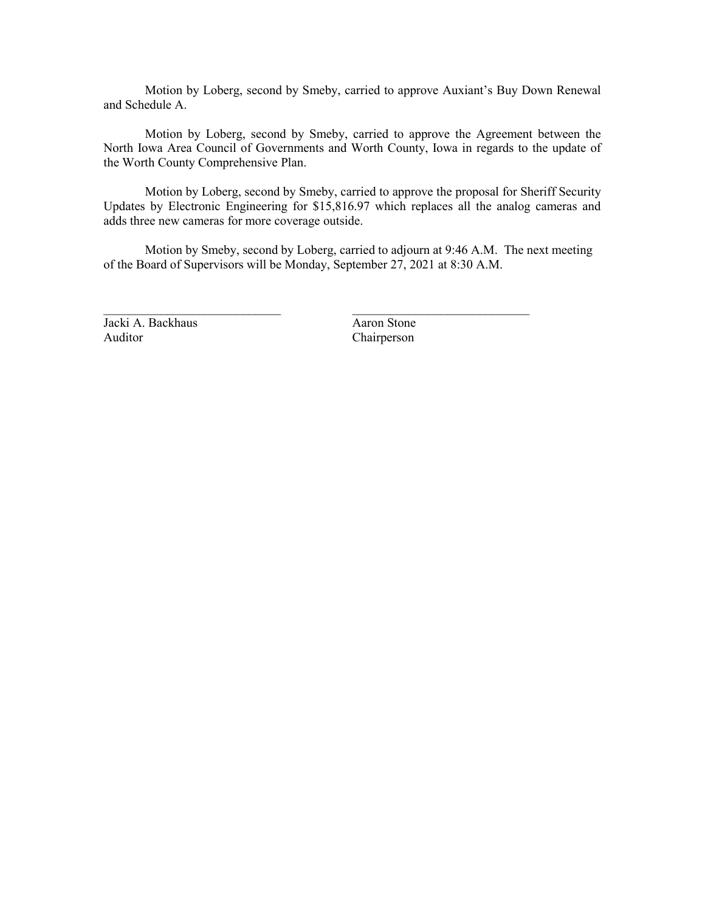Motion by Loberg, second by Smeby, carried to approve Auxiant's Buy Down Renewal and Schedule A.

Motion by Loberg, second by Smeby, carried to approve the Agreement between the North Iowa Area Council of Governments and Worth County, Iowa in regards to the update of the Worth County Comprehensive Plan.

Motion by Loberg, second by Smeby, carried to approve the proposal for Sheriff Security Updates by Electronic Engineering for $15,816.97 which replaces all the analog cameras and adds three new cameras for more coverage outside.

Motion by Smeby, second by Loberg, carried to adjourn at 9:46 A.M. The next meeting of the Board of Supervisors will be Monday, September 27, 2021 at 8:30 A.M.

| | |
|---|---|
| \_\_\_\_\_\_\_\_\_\_\_\_\_\_\_\_\_\_\_\_\_\_\_\_\_\_\_\_\_\_ | \_\_\_\_\_\_\_\_\_\_\_\_\_\_\_\_\_\_\_\_\_\_\_\_\_\_\_\_\_\_ |
| Jacki A. Backhaus | Aaron Stone |
| Auditor | Chairperson |